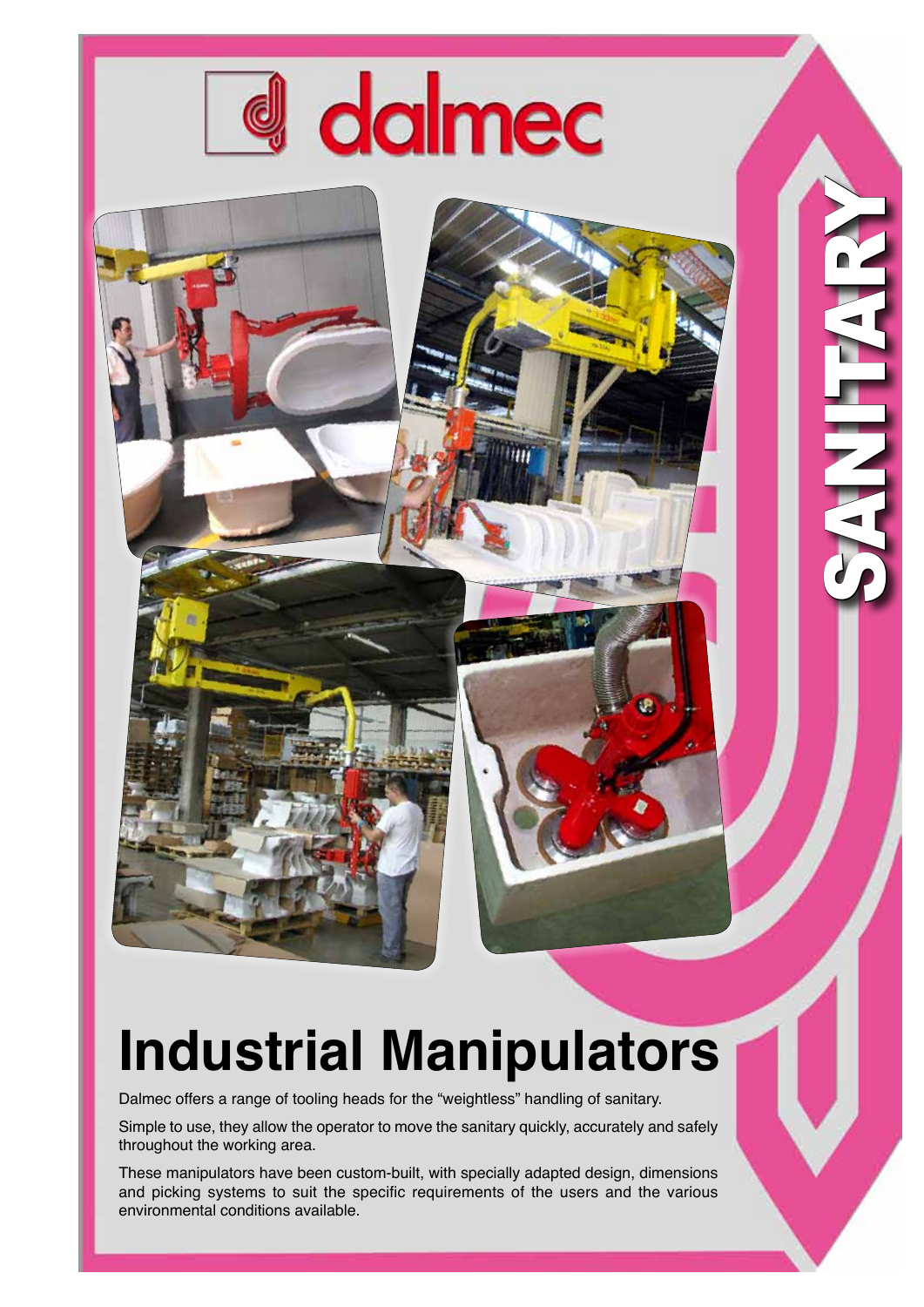# dalmec

SANITARY

# Industrial Manipulators

Dalmec offers a range of tooling heads for the "weightless" handling of sanitary.

Simple to use, they allow the operator to move the sanitary quickly, accurately and safely throughout the working area.

These manipulators have been custom-built, with specially adapted design, dimensions and picking systems to suit the specific requirements of the users and the various environmental conditions available.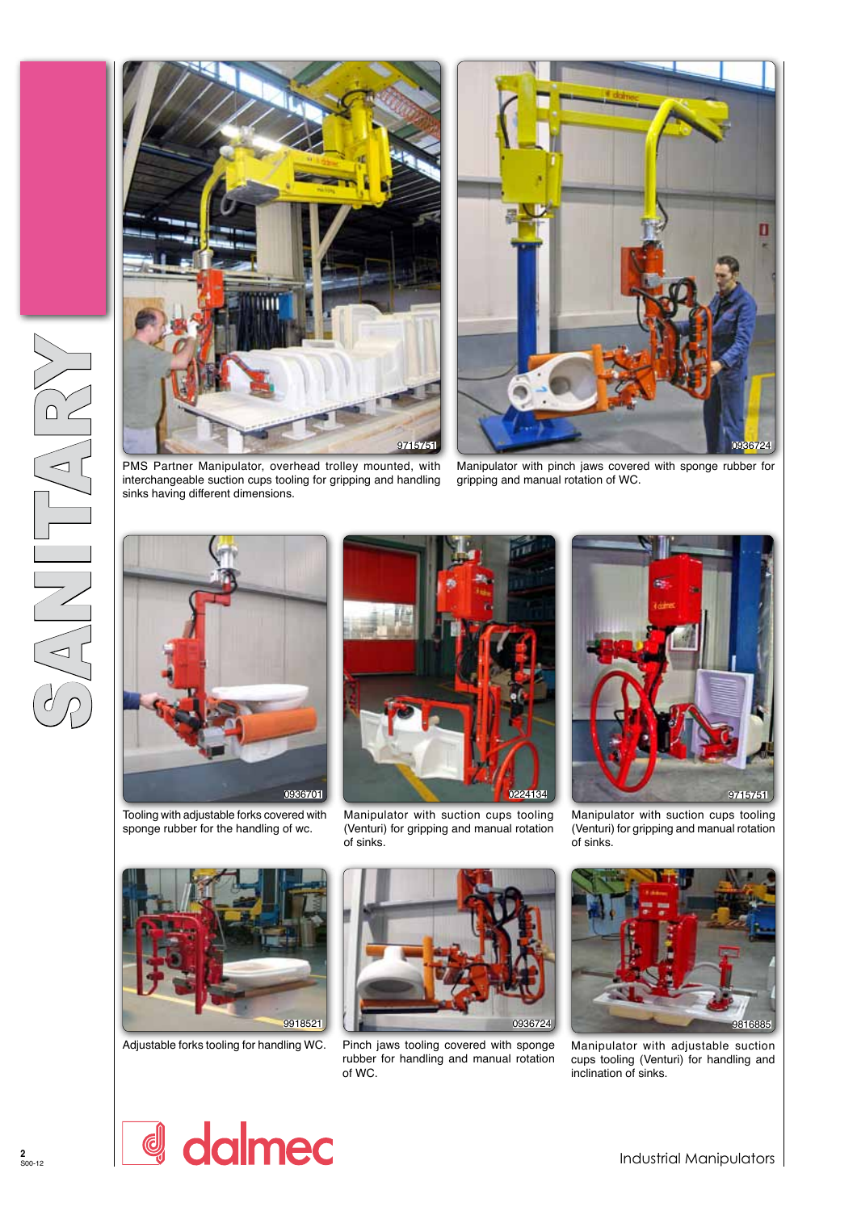# SANITARY

PMS Partner Manipulator, overhead trolley mounted, with interchangeable suction cups tooling for gripping and handling sinks having different dimensions.

Manipulator with pinch jaws covered with sponge rubber for gripping and manual rotation of WC.

Tooling with adjustable forks covered with sponge rubber for the handling of wc.

Manipulator with suction cups tooling (Venturi) for gripping and manual rotation of sinks.

Manipulator with suction cups tooling (Venturi) for gripping and manual rotation of sinks.

Adjustable forks tooling for handling WC.

Pinch jaws tooling covered with sponge rubber for handling and manual rotation of WC.

Manipulator with adjustable suction cups tooling (Venturi) for handling and inclination of sinks.

dalmec

Industrial Manipulators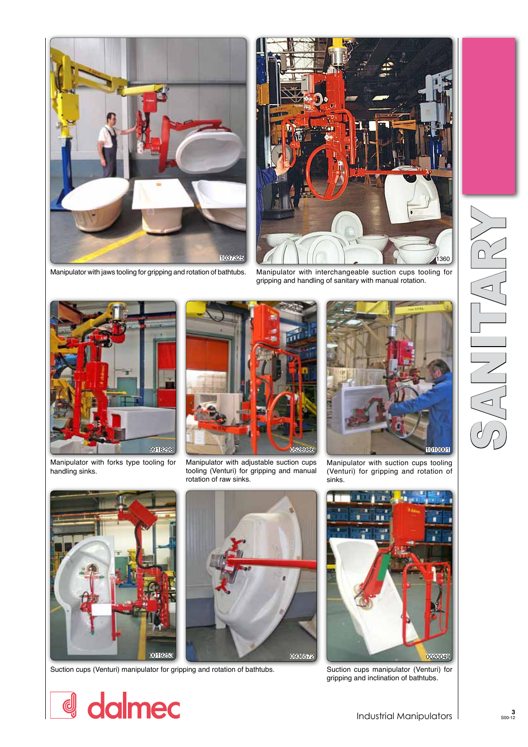Manipulator with jaws tooling for gripping and rotation of bathtubs.

Manipulator with interchangeable suction cups tooling for gripping and handling of sanitary with manual rotation.

# SANITARY

Manipulator with forks type tooling for handling sinks.

Manipulator with adjustable suction cups tooling (Venturi) for gripping and manual rotation of raw sinks.

Manipulator with suction cups tooling (Venturi) for gripping and rotation of sinks.

Suction cups (Venturi) manipulator for gripping and rotation of bathtubs.

Suction cups manipulator (Venturi) for gripping and inclination of bathtubs.

dalmec

Industrial Manipulators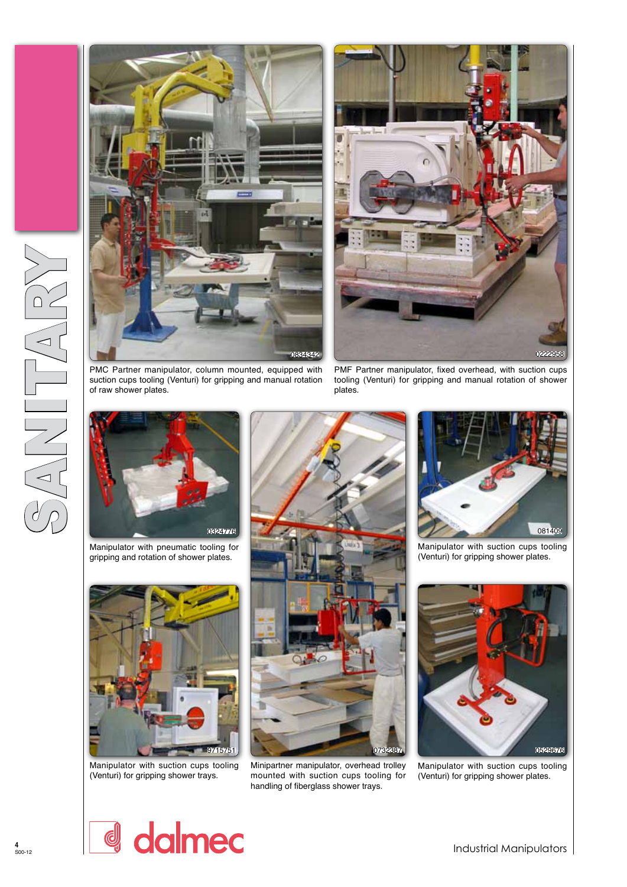# SANITARY

PMC Partner manipulator, column mounted, equipped with suction cups tooling (Venturi) for gripping and manual rotation of raw shower plates.

PMF Partner manipulator, fixed overhead, with suction cups tooling (Venturi) for gripping and manual rotation of shower plates.

Manipulator with pneumatic tooling for gripping and rotation of shower plates.

Minipartner manipulator, overhead trolley mounted with suction cups tooling for handling of fiberglass shower trays.

Manipulator with suction cups tooling (Venturi) for gripping shower plates.

Manipulator with suction cups tooling (Venturi) for gripping shower trays.

Manipulator with suction cups tooling (Venturi) for gripping shower plates.

dalmec

Industrial Manipulators

S00-12